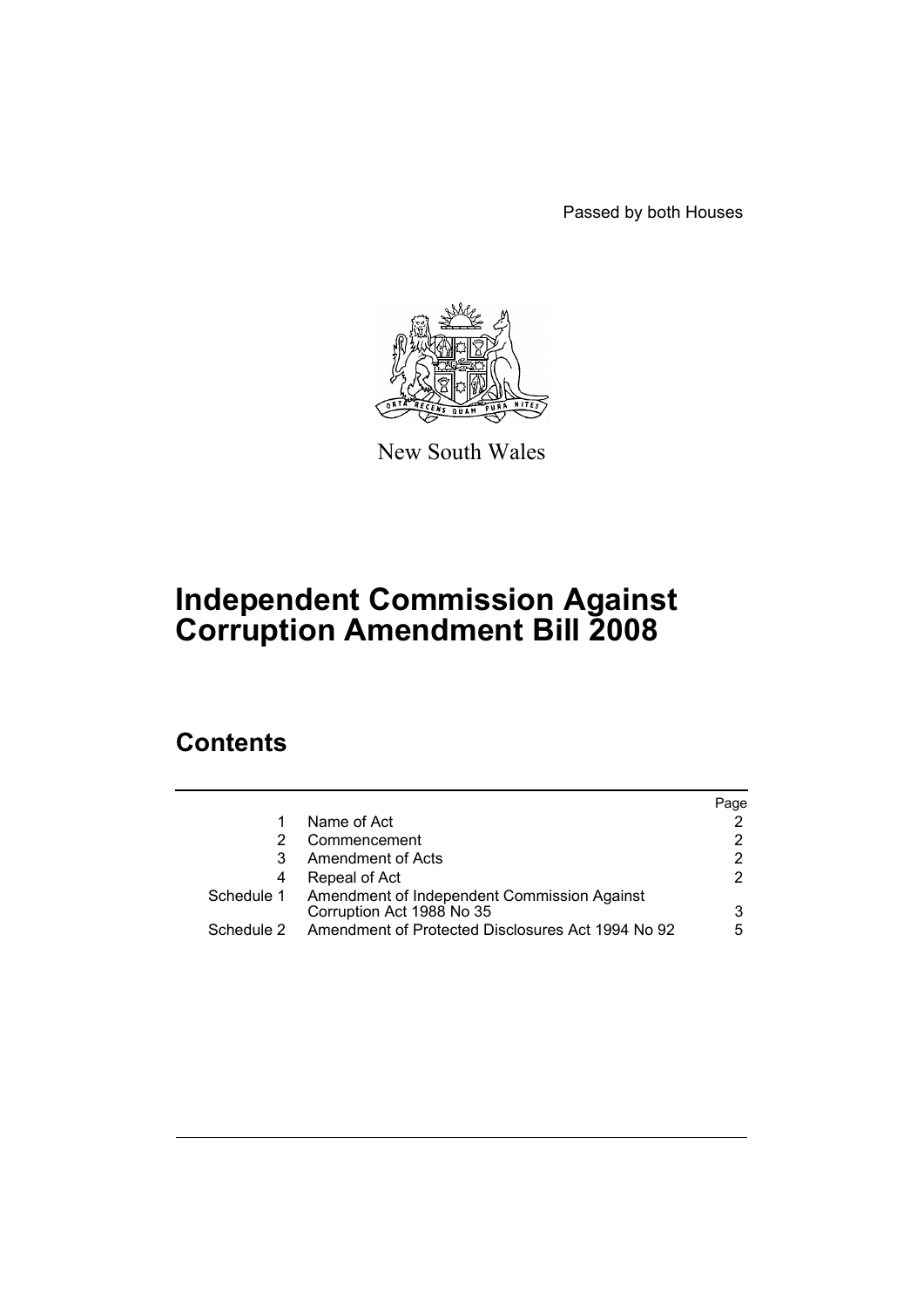Passed by both Houses

New South Wales

# Independent Commission Against Corruption Amendment Bill 2008

## Contents

| | | Page |
|---|---|---|
| 1 | Name of Act | 2 |
| 2 | Commencement | 2 |
| 3 | Amendment of Acts | 2 |
| 4 | Repeal of Act | 2 |
| Schedule 1 | Amendment of Independent Commission Against Corruption Act 1988 No 35 | 3 |
| Schedule 2 | Amendment of Protected Disclosures Act 1994 No 92 | 5 |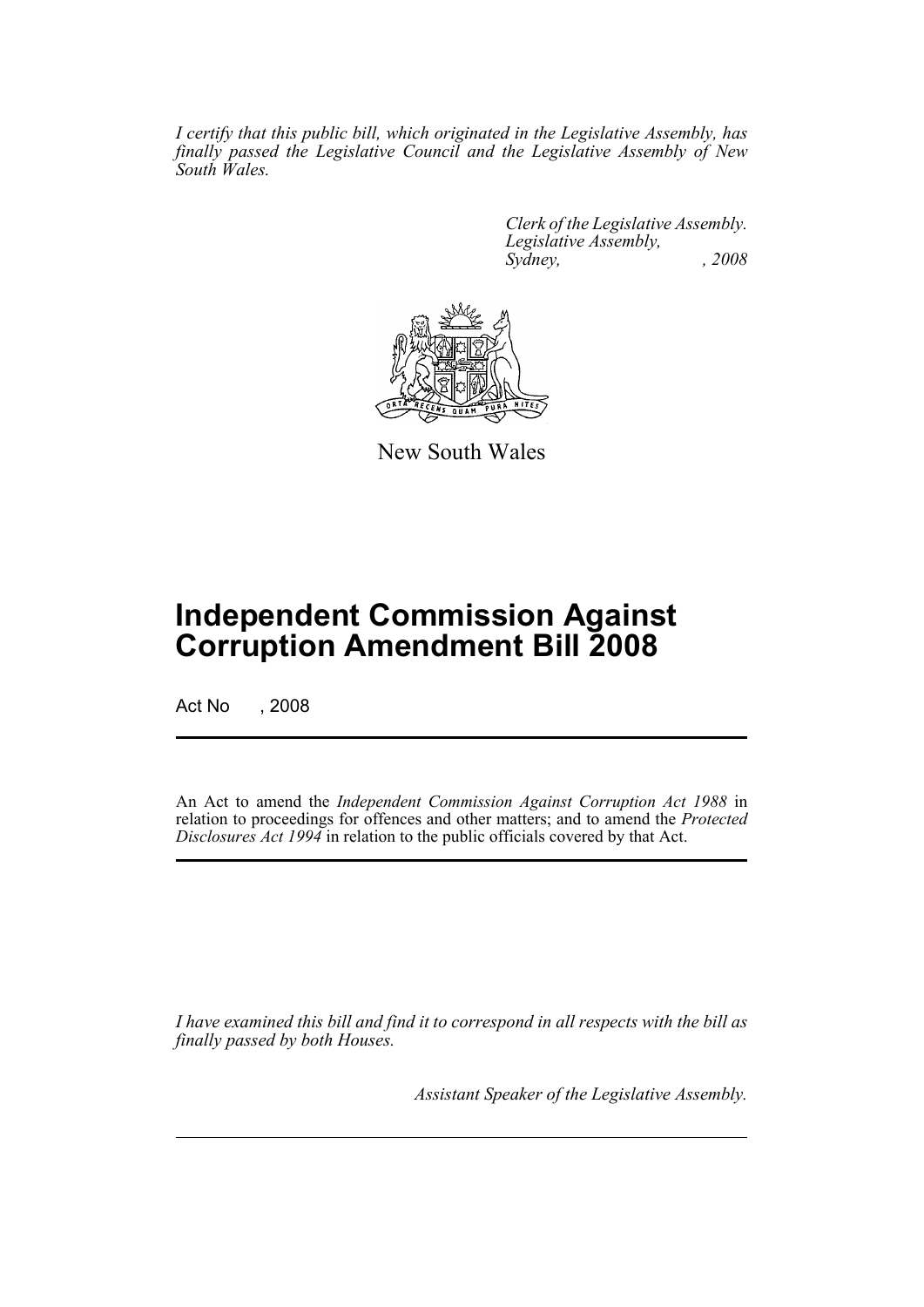*I certify that this public bill, which originated in the Legislative Assembly, has finally passed the Legislative Council and the Legislative Assembly of New South Wales.*

*Clerk of the Legislative Assembly.*
*Legislative Assembly,*
*Sydney, , 2008*

New South Wales

# Independent Commission Against Corruption Amendment Bill 2008

Act No , 2008

An Act to amend the *Independent Commission Against Corruption Act 1988* in relation to proceedings for offences and other matters; and to amend the *Protected Disclosures Act 1994* in relation to the public officials covered by that Act.

*I have examined this bill and find it to correspond in all respects with the bill as finally passed by both Houses.*

*Assistant Speaker of the Legislative Assembly.*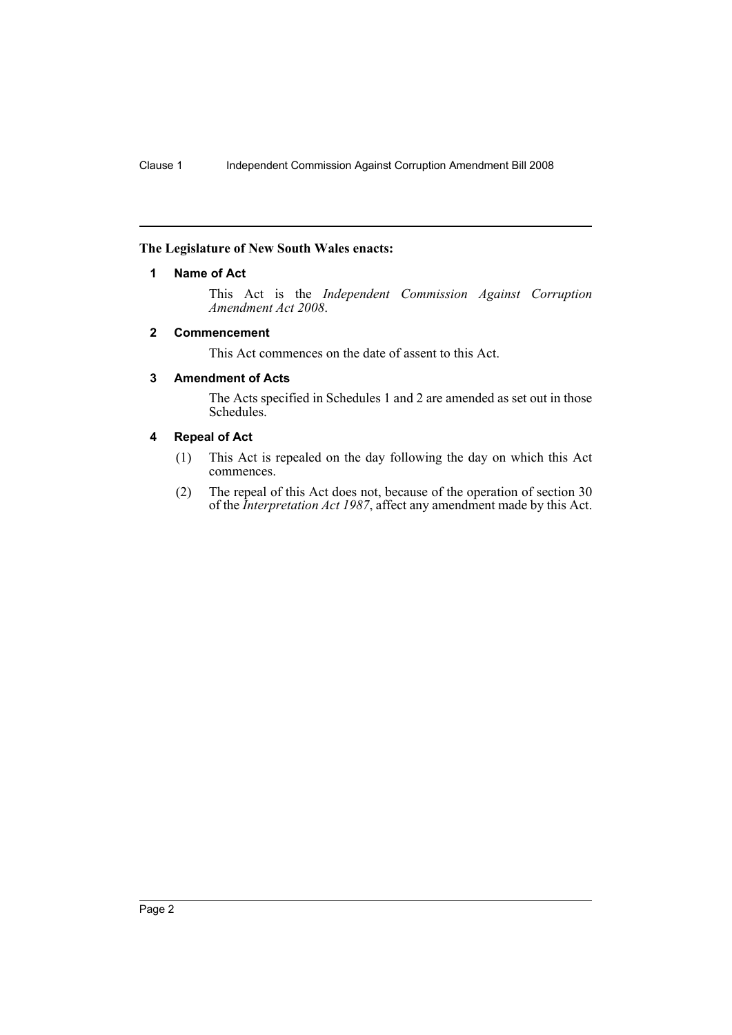**The Legislature of New South Wales enacts:**

### 1 Name of Act

This Act is the *Independent Commission Against Corruption Amendment Act 2008*.

### 2 Commencement

This Act commences on the date of assent to this Act.

### 3 Amendment of Acts

The Acts specified in Schedules 1 and 2 are amended as set out in those Schedules.

### 4 Repeal of Act

(1) This Act is repealed on the day following the day on which this Act commences.

(2) The repeal of this Act does not, because of the operation of section 30 of the *Interpretation Act 1987*, affect any amendment made by this Act.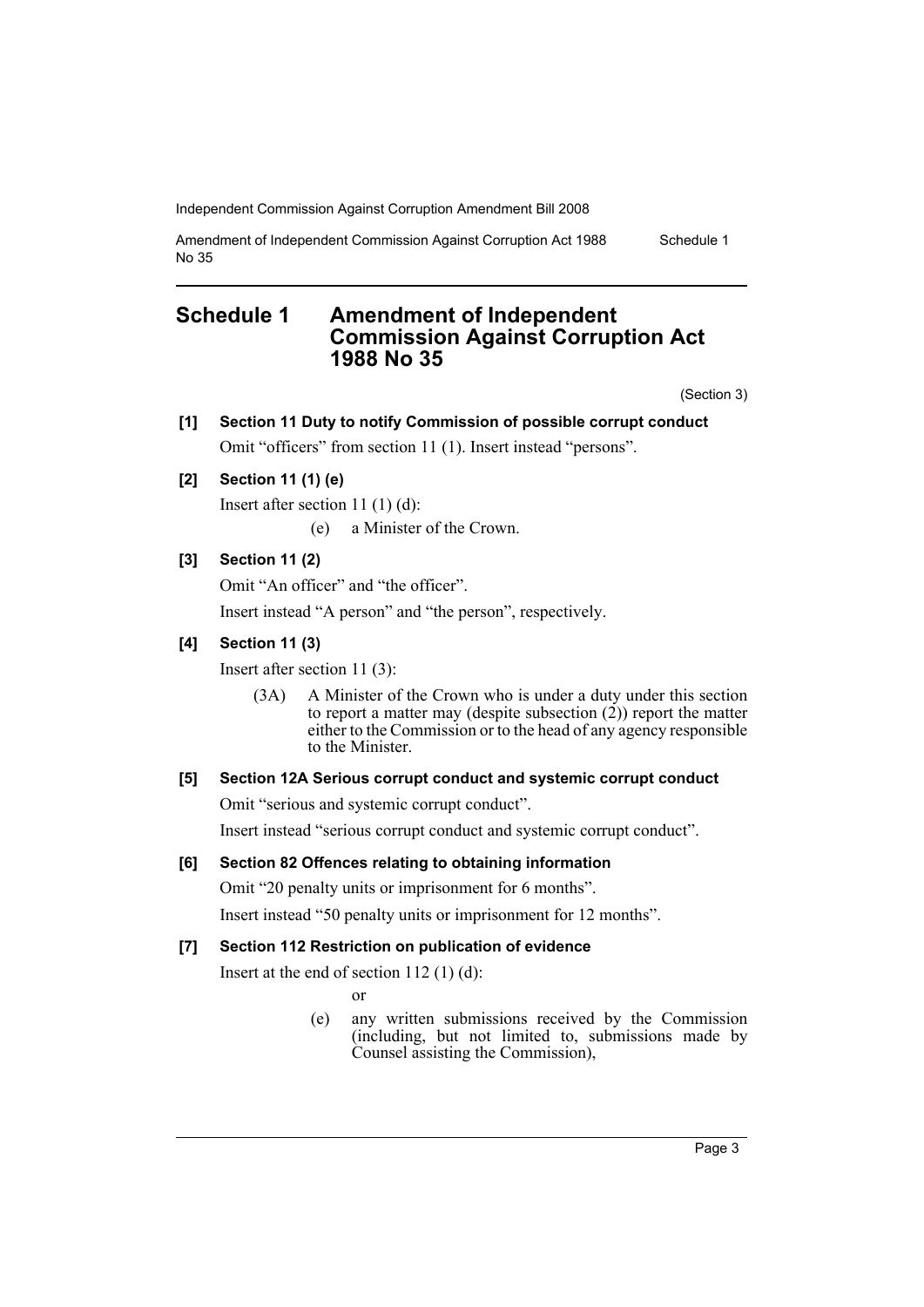# Schedule 1 Amendment of Independent Commission Against Corruption Act 1988 No 35

(Section 3)

**[1] Section 11 Duty to notify Commission of possible corrupt conduct**

Omit "officers" from section 11 (1). Insert instead "persons".

**[2] Section 11 (1) (e)**

Insert after section 11 (1) (d):

(e) a Minister of the Crown.

**[3] Section 11 (2)**

Omit "An officer" and "the officer".

Insert instead "A person" and "the person", respectively.

**[4] Section 11 (3)**

Insert after section 11 (3):

(3A) A Minister of the Crown who is under a duty under this section to report a matter may (despite subsection (2)) report the matter either to the Commission or to the head of any agency responsible to the Minister.

**[5] Section 12A Serious corrupt conduct and systemic corrupt conduct**

Omit "serious and systemic corrupt conduct".

Insert instead "serious corrupt conduct and systemic corrupt conduct".

**[6] Section 82 Offences relating to obtaining information**

Omit "20 penalty units or imprisonment for 6 months".

Insert instead "50 penalty units or imprisonment for 12 months".

**[7] Section 112 Restriction on publication of evidence**

Insert at the end of section 112 (1) (d):

or

(e) any written submissions received by the Commission (including, but not limited to, submissions made by Counsel assisting the Commission),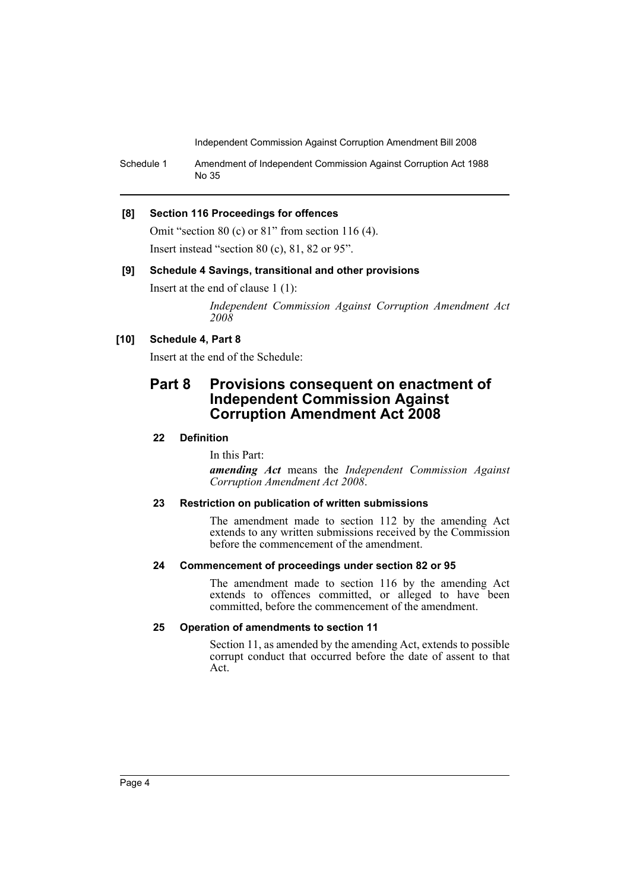**[8] Section 116 Proceedings for offences**

Omit "section 80 (c) or 81" from section 116 (4).

Insert instead "section 80 (c), 81, 82 or 95".

**[9] Schedule 4 Savings, transitional and other provisions**

Insert at the end of clause 1 (1):

*Independent Commission Against Corruption Amendment Act 2008*

**[10] Schedule 4, Part 8**

Insert at the end of the Schedule:

## Part 8 Provisions consequent on enactment of Independent Commission Against Corruption Amendment Act 2008

**22 Definition**

In this Part:

***amending Act*** means the *Independent Commission Against Corruption Amendment Act 2008*.

**23 Restriction on publication of written submissions**

The amendment made to section 112 by the amending Act extends to any written submissions received by the Commission before the commencement of the amendment.

**24 Commencement of proceedings under section 82 or 95**

The amendment made to section 116 by the amending Act extends to offences committed, or alleged to have been committed, before the commencement of the amendment.

**25 Operation of amendments to section 11**

Section 11, as amended by the amending Act, extends to possible corrupt conduct that occurred before the date of assent to that Act.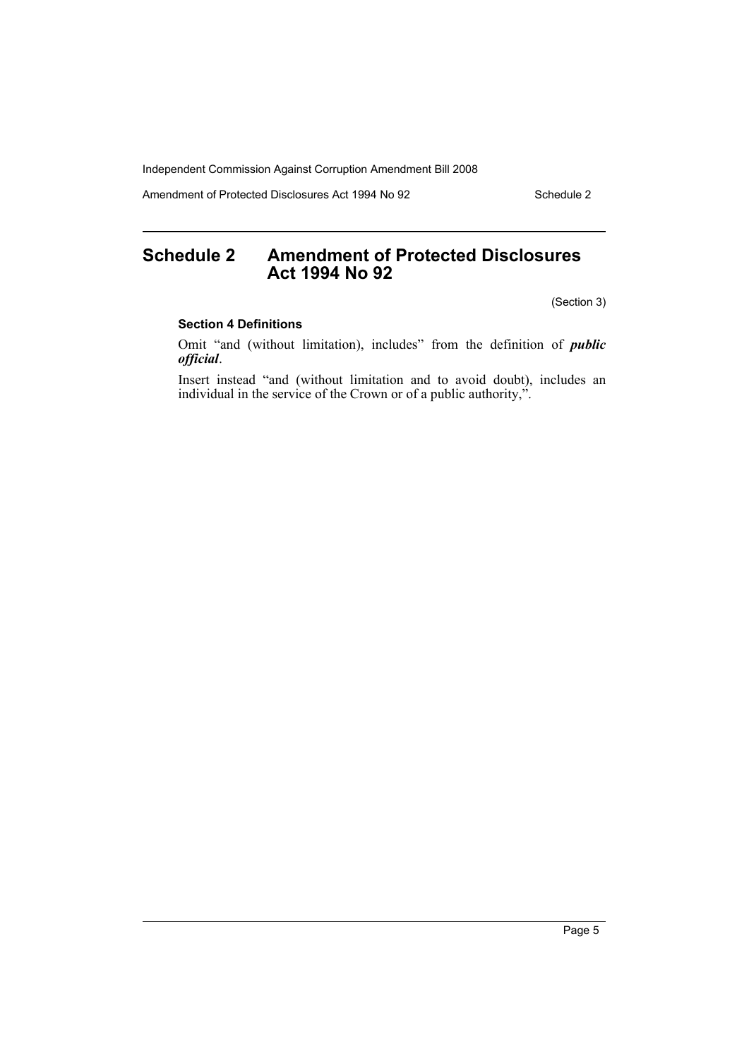# Schedule 2 Amendment of Protected Disclosures Act 1994 No 92

(Section 3)

**Section 4 Definitions**

Omit "and (without limitation), includes" from the definition of ***public official***.

Insert instead "and (without limitation and to avoid doubt), includes an individual in the service of the Crown or of a public authority,".